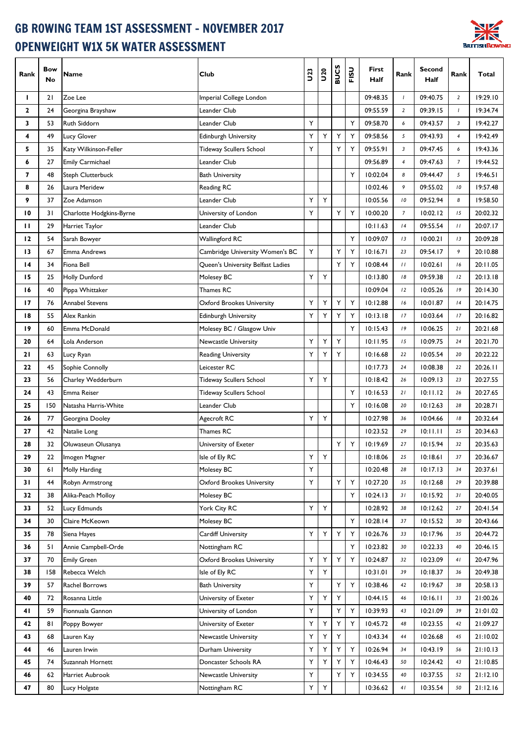# GB ROWING TEAM 1ST ASSESSMENT - NOVEMBER 2017
## OPENWEIGHT W1X 5K WATER ASSESSMENT

| Rank | Bow No | Name | Club | U23 | U20 | BUCS | FISU | First Half | Rank | Second Half | Rank | Total |
|---|---|---|---|---|---|---|---|---|---|---|---|---|
| 1 | 21 | Zoe Lee | Imperial College London | | | | | 09:48.35 | 1 | 09:40.75 | 2 | 19:29.10 |
| 2 | 24 | Georgina Brayshaw | Leander Club | | | | | 09:55.59 | 2 | 09:39.15 | 1 | 19:34.74 |
| 3 | 53 | Ruth Siddorn | Leander Club | Y | | | Y | 09:58.70 | 6 | 09:43.57 | 3 | 19:42.27 |
| 4 | 49 | Lucy Glover | Edinburgh University | Y | Y | Y | Y | 09:58.56 | 5 | 09:43.93 | 4 | 19:42.49 |
| 5 | 35 | Katy Wilkinson-Feller | Tideway Scullers School | Y | | Y | Y | 09:55.91 | 3 | 09:47.45 | 6 | 19:43.36 |
| 6 | 27 | Emily Carmichael | Leander Club | | | | | 09:56.89 | 4 | 09:47.63 | 7 | 19:44.52 |
| 7 | 48 | Steph Clutterbuck | Bath University | | | | Y | 10:02.04 | 8 | 09:44.47 | 5 | 19:46.51 |
| 8 | 26 | Laura Meridew | Reading RC | | | | | 10:02.46 | 9 | 09:55.02 | 10 | 19:57.48 |
| 9 | 37 | Zoe Adamson | Leander Club | Y | Y | | | 10:05.56 | 10 | 09:52.94 | 8 | 19:58.50 |
| 10 | 31 | Charlotte Hodgkins-Byrne | University of London | Y | | Y | Y | 10:00.20 | 7 | 10:02.12 | 15 | 20:02.32 |
| 11 | 29 | Harriet Taylor | Leander Club | | | | | 10:11.63 | 14 | 09:55.54 | 11 | 20:07.17 |
| 12 | 54 | Sarah Bowyer | Wallingford RC | | | | Y | 10:09.07 | 13 | 10:00.21 | 13 | 20:09.28 |
| 13 | 67 | Emma Andrews | Cambridge University Women's BC | Y | | Y | Y | 10:16.71 | 23 | 09:54.17 | 9 | 20:10.88 |
| 14 | 34 | Fiona Bell | Queen's University Belfast Ladies | | | Y | Y | 10:08.44 | 11 | 10:02.61 | 16 | 20:11.05 |
| 15 | 25 | Holly Dunford | Molesey BC | Y | Y | | | 10:13.80 | 18 | 09:59.38 | 12 | 20:13.18 |
| 16 | 40 | Pippa Whittaker | Thames RC | | | | | 10:09.04 | 12 | 10:05.26 | 19 | 20:14.30 |
| 17 | 76 | Annabel Stevens | Oxford Brookes University | Y | Y | Y | Y | 10:12.88 | 16 | 10:01.87 | 14 | 20:14.75 |
| 18 | 55 | Alex Rankin | Edinburgh University | Y | Y | Y | Y | 10:13.18 | 17 | 10:03.64 | 17 | 20:16.82 |
| 19 | 60 | Emma McDonald | Molesey BC / Glasgow Univ | | | | Y | 10:15.43 | 19 | 10:06.25 | 21 | 20:21.68 |
| 20 | 64 | Lola Anderson | Newcastle University | Y | Y | Y | | 10:11.95 | 15 | 10:09.75 | 24 | 20:21.70 |
| 21 | 63 | Lucy Ryan | Reading University | Y | Y | Y | | 10:16.68 | 22 | 10:05.54 | 20 | 20:22.22 |
| 22 | 45 | Sophie Connolly | Leicester RC | | | | | 10:17.73 | 24 | 10:08.38 | 22 | 20:26.11 |
| 23 | 56 | Charley Wedderburn | Tideway Scullers School | Y | Y | | | 10:18.42 | 26 | 10:09.13 | 23 | 20:27.55 |
| 24 | 43 | Emma Reiser | Tideway Scullers School | | | | Y | 10:16.53 | 21 | 10:11.12 | 26 | 20:27.65 |
| 25 | 150 | Natasha Harris-White | Leander Club | | | | Y | 10:16.08 | 20 | 10:12.63 | 28 | 20:28.71 |
| 26 | 77 | Georgina Dooley | Agecroft RC | Y | Y | | | 10:27.98 | 36 | 10:04.66 | 18 | 20:32.64 |
| 27 | 42 | Natalie Long | Thames RC | | | | | 10:23.52 | 29 | 10:11.11 | 25 | 20:34.63 |
| 28 | 32 | Oluwaseun Olusanya | University of Exeter | | | Y | Y | 10:19.69 | 27 | 10:15.94 | 32 | 20:35.63 |
| 29 | 22 | Imogen Magner | Isle of Ely RC | Y | Y | | | 10:18.06 | 25 | 10:18.61 | 37 | 20:36.67 |
| 30 | 61 | Molly Harding | Molesey BC | Y | | | | 10:20.48 | 28 | 10:17.13 | 34 | 20:37.61 |
| 31 | 44 | Robyn Armstrong | Oxford Brookes University | Y | | Y | Y | 10:27.20 | 35 | 10:12.68 | 29 | 20:39.88 |
| 32 | 38 | Alika-Peach Molloy | Molesey BC | | | | Y | 10:24.13 | 31 | 10:15.92 | 31 | 20:40.05 |
| 33 | 52 | Lucy Edmunds | York City RC | Y | Y | | | 10:28.92 | 38 | 10:12.62 | 27 | 20:41.54 |
| 34 | 30 | Claire McKeown | Molesey BC | | | | Y | 10:28.14 | 37 | 10:15.52 | 30 | 20:43.66 |
| 35 | 78 | Siena Hayes | Cardiff University | Y | Y | Y | Y | 10:26.76 | 33 | 10:17.96 | 35 | 20:44.72 |
| 36 | 51 | Annie Campbell-Orde | Nottingham RC | | | | Y | 10:23.82 | 30 | 10:22.33 | 40 | 20:46.15 |
| 37 | 70 | Emily Green | Oxford Brookes University | Y | Y | Y | Y | 10:24.87 | 32 | 10:23.09 | 41 | 20:47.96 |
| 38 | 158 | Rebecca Welch | Isle of Ely RC | Y | Y | | | 10:31.01 | 39 | 10:18.37 | 36 | 20:49.38 |
| 39 | 57 | Rachel Borrows | Bath University | Y | | Y | Y | 10:38.46 | 42 | 10:19.67 | 38 | 20:58.13 |
| 40 | 72 | Rosanna Little | University of Exeter | Y | Y | Y | | 10:44.15 | 46 | 10:16.11 | 33 | 21:00.26 |
| 41 | 59 | Fionnuala Gannon | University of London | Y | | Y | Y | 10:39.93 | 43 | 10:21.09 | 39 | 21:01.02 |
| 42 | 81 | Poppy Bowyer | University of Exeter | Y | Y | Y | Y | 10:45.72 | 48 | 10:23.55 | 42 | 21:09.27 |
| 43 | 68 | Lauren Kay | Newcastle University | Y | Y | Y | | 10:43.34 | 44 | 10:26.68 | 45 | 21:10.02 |
| 44 | 46 | Lauren Irwin | Durham University | Y | Y | Y | Y | 10:26.94 | 34 | 10:43.19 | 56 | 21:10.13 |
| 45 | 74 | Suzannah Hornett | Doncaster Schools RA | Y | Y | Y | Y | 10:46.43 | 50 | 10:24.42 | 43 | 21:10.85 |
| 46 | 62 | Harriet Aubrook | Newcastle University | Y | | Y | Y | 10:34.55 | 40 | 10:37.55 | 52 | 21:12.10 |
| 47 | 80 | Lucy Holgate | Nottingham RC | Y | Y | | | 10:36.62 | 41 | 10:35.54 | 50 | 21:12.16 |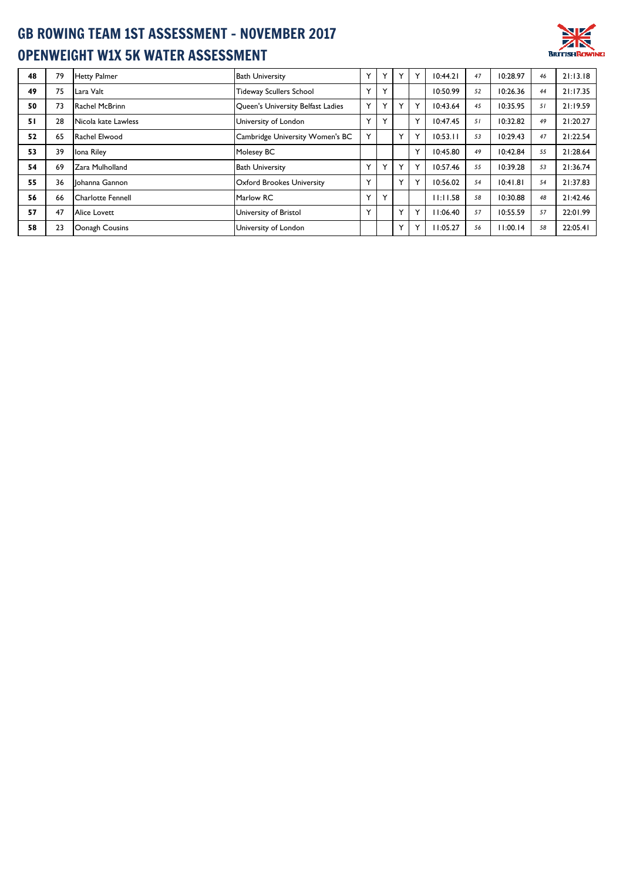# GB ROWING TEAM 1ST ASSESSMENT - NOVEMBER 2017
# OPENWEIGHT W1X 5K WATER ASSESSMENT

| | | | | | | | | | | | | |
|---|---|---|---|---|---|---|---|---|---|---|---|---|
| **48** | 79 | Hetty Palmer | Bath University | Y | Y | Y | Y | 10:44.21 | *47* | 10:28.97 | *46* | 21:13.18 |
| **49** | 75 | Lara Valt | Tideway Scullers School | Y | Y | | | 10:50.99 | *52* | 10:26.36 | *44* | 21:17.35 |
| **50** | 73 | Rachel McBrinn | Queen's University Belfast Ladies | Y | Y | Y | Y | 10:43.64 | *45* | 10:35.95 | *51* | 21:19.59 |
| **51** | 28 | Nicola kate Lawless | University of London | Y | Y | | Y | 10:47.45 | *51* | 10:32.82 | *49* | 21:20.27 |
| **52** | 65 | Rachel Elwood | Cambridge University Women's BC | Y | | Y | Y | 10:53.11 | *53* | 10:29.43 | *47* | 21:22.54 |
| **53** | 39 | Iona Riley | Molesey BC | | | | Y | 10:45.80 | *49* | 10:42.84 | *55* | 21:28.64 |
| **54** | 69 | Zara Mulholland | Bath University | Y | Y | Y | Y | 10:57.46 | *55* | 10:39.28 | *53* | 21:36.74 |
| **55** | 36 | Johanna Gannon | Oxford Brookes University | Y | | Y | Y | 10:56.02 | *54* | 10:41.81 | *54* | 21:37.83 |
| **56** | 66 | Charlotte Fennell | Marlow RC | Y | Y | | | 11:11.58 | *58* | 10:30.88 | *48* | 21:42.46 |
| **57** | 47 | Alice Lovett | University of Bristol | Y | | Y | Y | 11:06.40 | *57* | 10:55.59 | *57* | 22:01.99 |
| **58** | 23 | Oonagh Cousins | University of London | | | Y | Y | 11:05.27 | *56* | 11:00.14 | *58* | 22:05.41 |